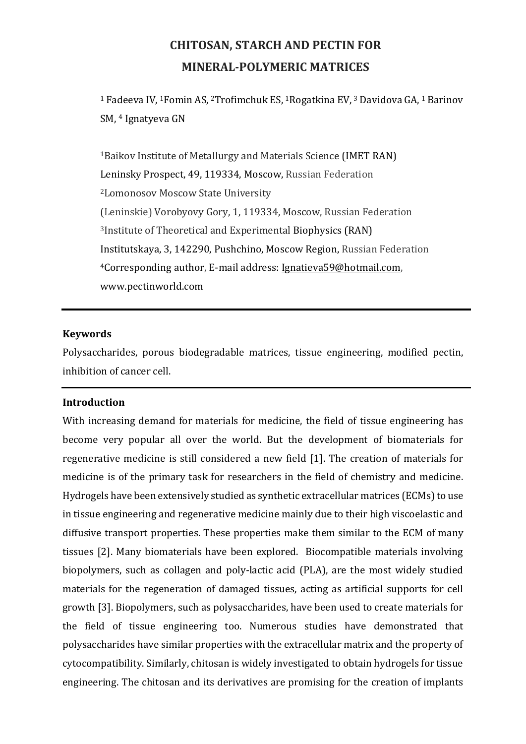# CHITOSAN, STARCH AND PECTIN FOR MINERAL-POLYMERIC MATRICES

[1] Fadeeva IV, [1]Fomin AS, [2]Trofimchuk ES, [1]Rogatkina EV, [3] Davidova GA, [1] Barinov SM, [4] Ignatyeva GN

[1]Baikov Institute of Metallurgy and Materials Science (IMET RAN)
Leninsky Prospect, 49, 119334, Moscow, Russian Federation
[2]Lomonosov Moscow State University
(Leninskie) Vorobyovy Gory, 1, 119334, Moscow, Russian Federation
[3]Institute of Theoretical and Experimental Biophysics (RAN)
Institutskaya, 3, 142290, Pushchino, Moscow Region, Russian Federation
[4]Corresponding author, E-mail address: Ignatieva59@hotmail.com,
www.pectinworld.com

---

**Keywords**

Polysaccharides, porous biodegradable matrices, tissue engineering, modified pectin, inhibition of cancer cell.

---

**Introduction**

With increasing demand for materials for medicine, the field of tissue engineering has become very popular all over the world. But the development of biomaterials for regenerative medicine is still considered a new field [1]. The creation of materials for medicine is of the primary task for researchers in the field of chemistry and medicine. Hydrogels have been extensively studied as synthetic extracellular matrices (ECMs) to use in tissue engineering and regenerative medicine mainly due to their high viscoelastic and diffusive transport properties. These properties make them similar to the ECM of many tissues [2]. Many biomaterials have been explored. Biocompatible materials involving biopolymers, such as collagen and poly-lactic acid (PLA), are the most widely studied materials for the regeneration of damaged tissues, acting as artificial supports for cell growth [3]. Biopolymers, such as polysaccharides, have been used to create materials for the field of tissue engineering too. Numerous studies have demonstrated that polysaccharides have similar properties with the extracellular matrix and the property of cytocompatibility. Similarly, chitosan is widely investigated to obtain hydrogels for tissue engineering. The chitosan and its derivatives are promising for the creation of implants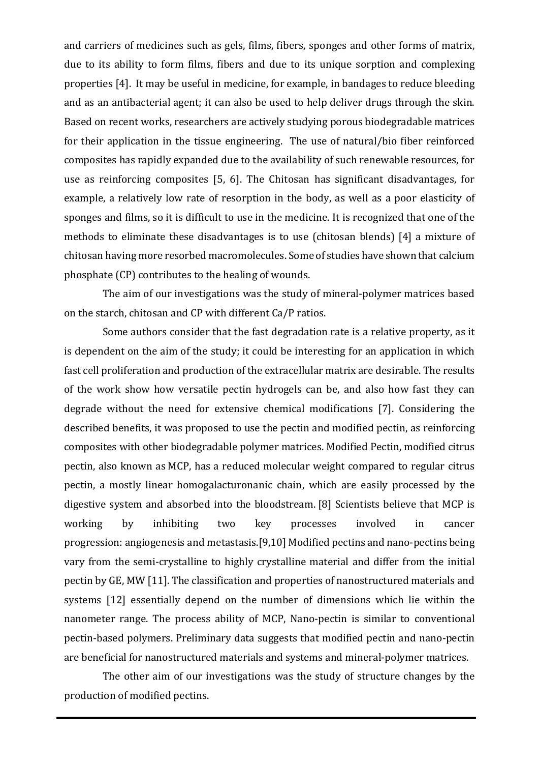and carriers of medicines such as gels, films, fibers, sponges and other forms of matrix, due to its ability to form films, fibers and due to its unique sorption and complexing properties [4]. It may be useful in medicine, for example, in bandages to reduce bleeding and as an antibacterial agent; it can also be used to help deliver drugs through the skin. Based on recent works, researchers are actively studying porous biodegradable matrices for their application in the tissue engineering. The use of natural/bio fiber reinforced composites has rapidly expanded due to the availability of such renewable resources, for use as reinforcing composites [5, 6]. The Chitosan has significant disadvantages, for example, a relatively low rate of resorption in the body, as well as a poor elasticity of sponges and films, so it is difficult to use in the medicine. It is recognized that one of the methods to eliminate these disadvantages is to use (chitosan blends) [4] a mixture of chitosan having more resorbed macromolecules. Some of studies have shown that calcium phosphate (CP) contributes to the healing of wounds.

The aim of our investigations was the study of mineral-polymer matrices based on the starch, chitosan and CP with different Ca/P ratios.

Some authors consider that the fast degradation rate is a relative property, as it is dependent on the aim of the study; it could be interesting for an application in which fast cell proliferation and production of the extracellular matrix are desirable. The results of the work show how versatile pectin hydrogels can be, and also how fast they can degrade without the need for extensive chemical modifications [7]. Considering the described benefits, it was proposed to use the pectin and modified pectin, as reinforcing composites with other biodegradable polymer matrices. Modified Pectin, modified citrus pectin, also known as MCP, has a reduced molecular weight compared to regular citrus pectin, a mostly linear homogalacturonanic chain, which are easily processed by the digestive system and absorbed into the bloodstream. [8] Scientists believe that MCP is working by inhibiting two key processes involved in cancer progression: angiogenesis and metastasis.[9,10] Modified pectins and nano-pectins being vary from the semi-crystalline to highly crystalline material and differ from the initial pectin by GE, MW [11]. The classification and properties of nanostructured materials and systems [12] essentially depend on the number of dimensions which lie within the nanometer range. The process ability of MCP, Nano-pectin is similar to conventional pectin-based polymers. Preliminary data suggests that modified pectin and nano-pectin are beneficial for nanostructured materials and systems and mineral-polymer matrices.

The other aim of our investigations was the study of structure changes by the production of modified pectins.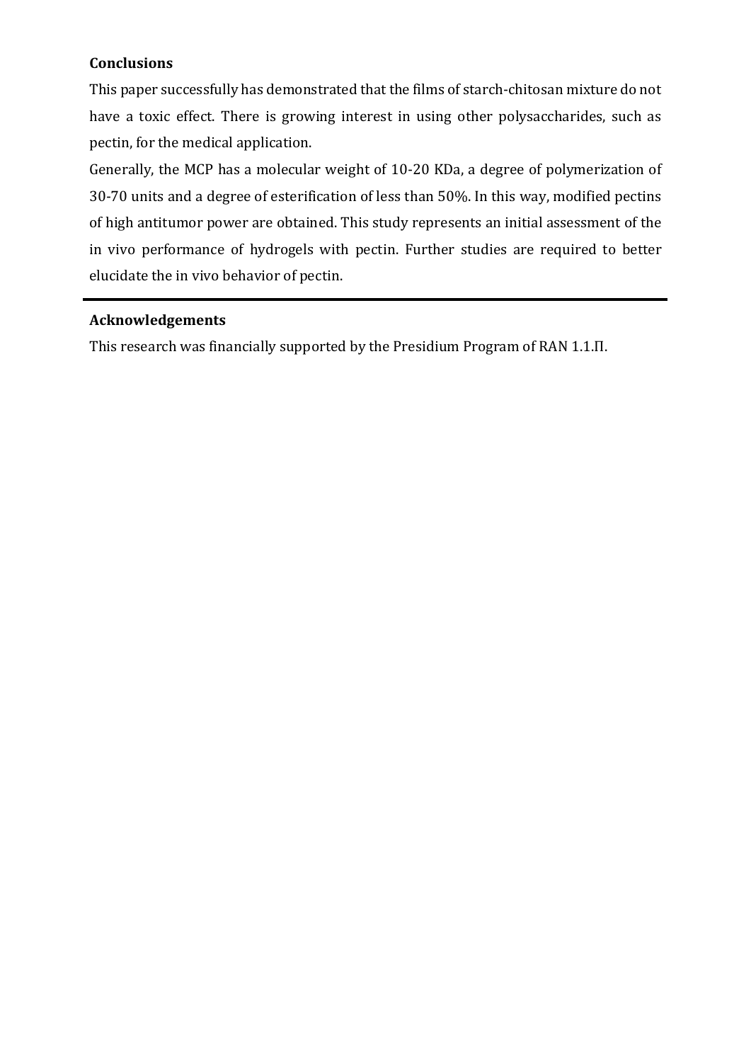## Conclusions

This paper successfully has demonstrated that the films of starch-chitosan mixture do not have a toxic effect. There is growing interest in using other polysaccharides, such as pectin, for the medical application.

Generally, the MCP has a molecular weight of 10-20 KDa, a degree of polymerization of 30-70 units and a degree of esterification of less than 50%. In this way, modified pectins of high antitumor power are obtained. This study represents an initial assessment of the in vivo performance of hydrogels with pectin. Further studies are required to better elucidate the in vivo behavior of pectin.

---

## Acknowledgements

This research was financially supported by the Presidium Program of RAN 1.1.П.